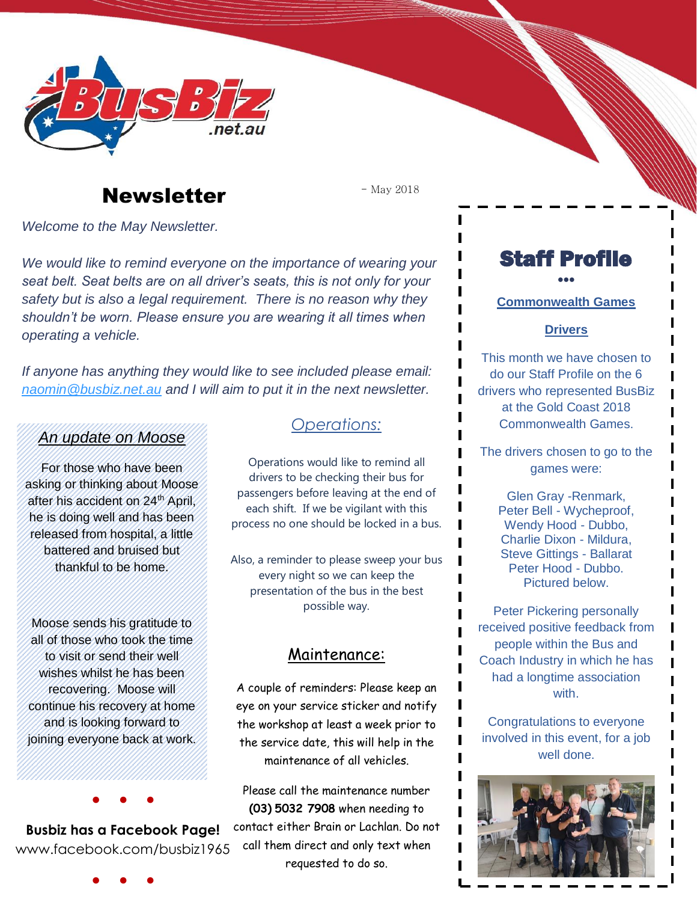# Newsletter

- May 2018

*Welcome to the May Newsletter.*

*We would like to remind everyone on the importance of wearing your seat belt. Seat belts are on all driver's seats, this is not only for your safety but is also a legal requirement. There is no reason why they shouldn't be worn. Please ensure you are wearing it all times when operating a vehicle.*

*If anyone has anything they would like to see included please email: naomin@busbiz.net.au and I will aim to put it in the next newsletter.*

## An update on Moose

For those who have been asking or thinking about Moose after his accident on 24th April, he is doing well and has been released from hospital, a little battered and bruised but thankful to be home.

Moose sends his gratitude to all of those who took the time to visit or send their well wishes whilst he has been recovering. Moose will continue his recovery at home and is looking forward to joining everyone back at work.

• • •

**Busbiz has a Facebook Page!**
www.facebook.com/busbiz1965

• • •

## Operations:

Operations would like to remind all drivers to be checking their bus for passengers before leaving at the end of each shift. If we be vigilant with this process no one should be locked in a bus.

Also, a reminder to please sweep your bus every night so we can keep the presentation of the bus in the best possible way.

## Maintenance:

A couple of reminders: Please keep an eye on your service sticker and notify the workshop at least a week prior to the service date, this will help in the maintenance of all vehicles.

Please call the maintenance number **(03) 5032 7908** when needing to contact either Brain or Lachlan. Do not call them direct and only text when requested to do so.

## Staff Profile

•••

**Commonwealth Games**

**Drivers**

This month we have chosen to do our Staff Profile on the 6 drivers who represented BusBiz at the Gold Coast 2018 Commonwealth Games.

The drivers chosen to go to the games were:

Glen Gray -Renmark,
Peter Bell - Wycheproof,
Wendy Hood - Dubbo,
Charlie Dixon - Mildura,
Steve Gittings - Ballarat
Peter Hood - Dubbo.
Pictured below.

Peter Pickering personally received positive feedback from people within the Bus and Coach Industry in which he has had a longtime association with.

Congratulations to everyone involved in this event, for a job well done.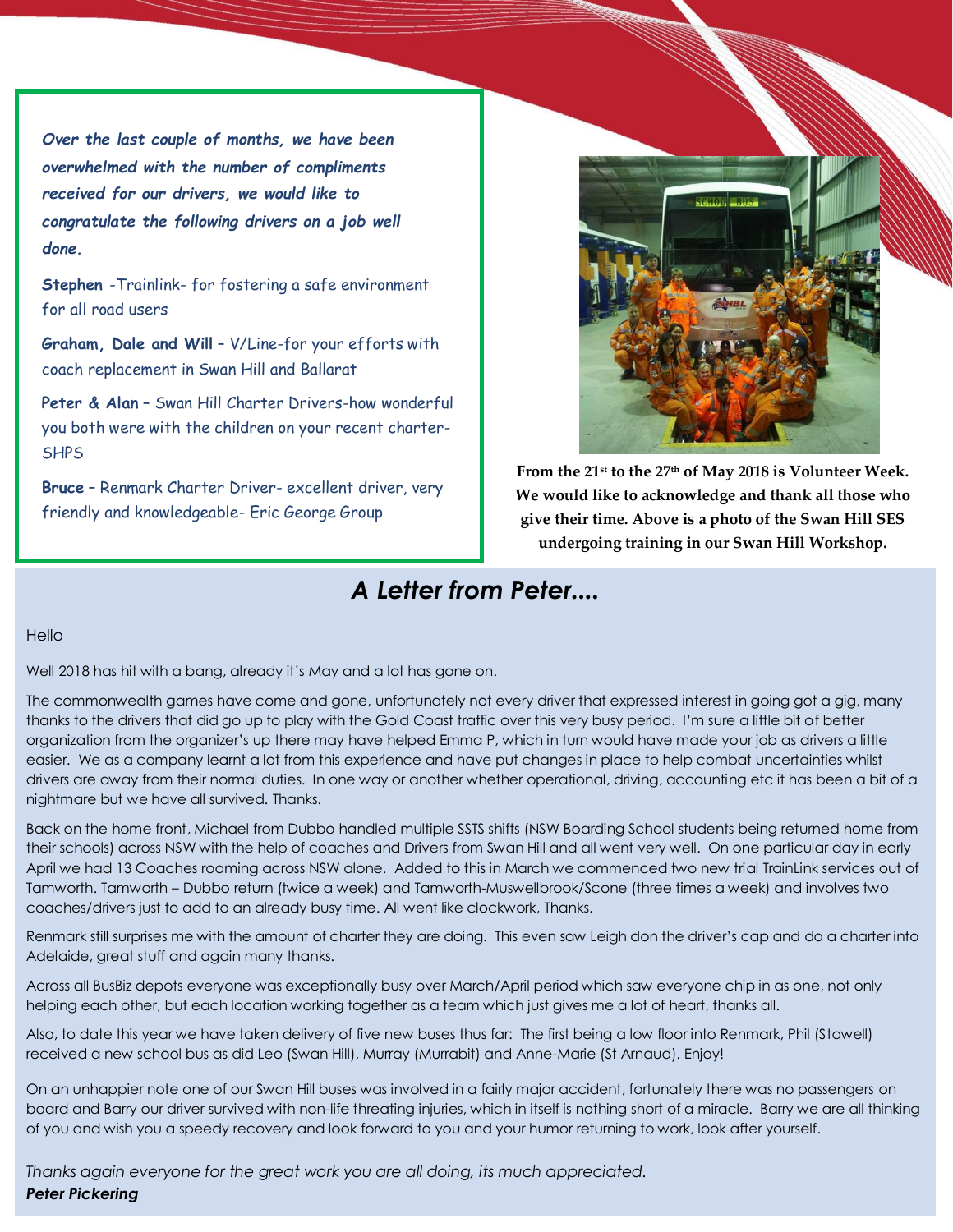*Over the last couple of months, we have been overwhelmed with the number of compliments received for our drivers, we would like to congratulate the following drivers on a job well done.*

**Stephen** -Trainlink- for fostering a safe environment for all road users

**Graham, Dale and Will** – V/Line-for your efforts with coach replacement in Swan Hill and Ballarat

**Peter & Alan** – Swan Hill Charter Drivers-how wonderful you both were with the children on your recent charter-SHPS

**Bruce** – Renmark Charter Driver- excellent driver, very friendly and knowledgeable- Eric George Group

**From the 21st to the 27th of May 2018 is Volunteer Week. We would like to acknowledge and thank all those who give their time. Above is a photo of the Swan Hill SES undergoing training in our Swan Hill Workshop.**

## *A Letter from Peter....*

Hello

Well 2018 has hit with a bang, already it's May and a lot has gone on.

The commonwealth games have come and gone, unfortunately not every driver that expressed interest in going got a gig, many thanks to the drivers that did go up to play with the Gold Coast traffic over this very busy period. I'm sure a little bit of better organization from the organizer's up there may have helped Emma P, which in turn would have made your job as drivers a little easier. We as a company learnt a lot from this experience and have put changes in place to help combat uncertainties whilst drivers are away from their normal duties. In one way or another whether operational, driving, accounting etc it has been a bit of a nightmare but we have all survived. Thanks.

Back on the home front, Michael from Dubbo handled multiple SSTS shifts (NSW Boarding School students being returned home from their schools) across NSW with the help of coaches and Drivers from Swan Hill and all went very well. On one particular day in early April we had 13 Coaches roaming across NSW alone. Added to this in March we commenced two new trial TrainLink services out of Tamworth. Tamworth – Dubbo return (twice a week) and Tamworth-Muswellbrook/Scone (three times a week) and involves two coaches/drivers just to add to an already busy time. All went like clockwork, Thanks.

Renmark still surprises me with the amount of charter they are doing. This even saw Leigh don the driver's cap and do a charter into Adelaide, great stuff and again many thanks.

Across all BusBiz depots everyone was exceptionally busy over March/April period which saw everyone chip in as one, not only helping each other, but each location working together as a team which just gives me a lot of heart, thanks all.

Also, to date this year we have taken delivery of five new buses thus far: The first being a low floor into Renmark, Phil (Stawell) received a new school bus as did Leo (Swan Hill), Murray (Murrabit) and Anne-Marie (St Arnaud). Enjoy!

On an unhappier note one of our Swan Hill buses was involved in a fairly major accident, fortunately there was no passengers on board and Barry our driver survived with non-life threating injuries, which in itself is nothing short of a miracle. Barry we are all thinking of you and wish you a speedy recovery and look forward to you and your humor returning to work, look after yourself.

*Thanks again everyone for the great work you are all doing, its much appreciated.*
***Peter Pickering***